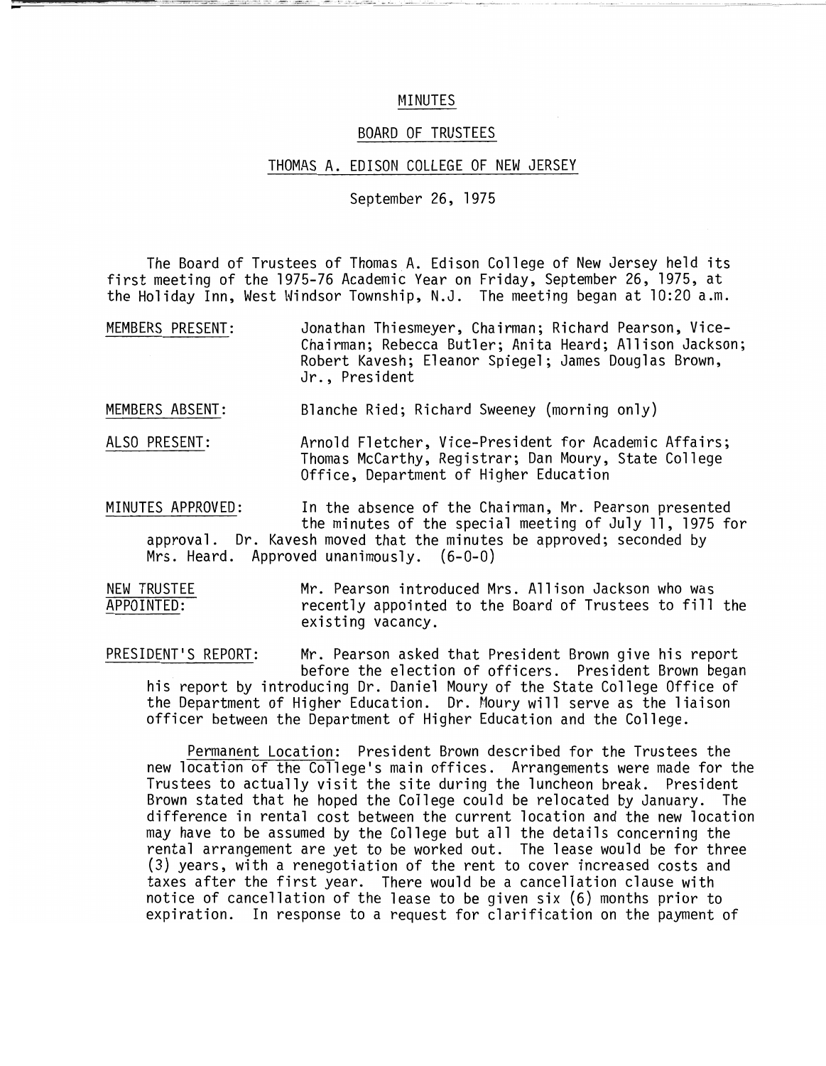# MINUTES

## BOARD OF TRUSTEES

## THOMAS A. EDISON COLLEGE OF NEW JERSEY

September 26, 1975

The Board of Trustees of Thomas A. Edison College of New Jersey held its first meeting of the 1975-76 Academic Year on Friday, September 26, 1975, at the Holiday Inn, West Windsor Township, N.J. The meeting began at 10:20 a.m.

MEMBERS PRESENT: Jonathan Thiesmeyer, Chairman; Richard Pearson, Vice-Chairman; Rebecca Butler; Anita Heard; Allison Jackson; Robert Kavesh; Eleanor Spiegel; James Douglas Brown, Jr., President

MEMBERS ABSENT: Blanche Ried; Richard Sweeney (morning only)

ALSO PRESENT: Arnold Fletcher, Vice-President for Academic Affairs; Thomas McCarthy, Registrar; Dan Moury, State College Office, Department of Higher Education

MINUTES APPROVED: In the absence of the Chairman, Mr. Pearson presented the minutes of the special meeting of July 11, 1975 for approval. Dr. Kavesh moved that the minutes be approved; seconded by Mrs. Heard. Approved unanimously. (6-0-0)

NEW TRUSTEE APPOINTED: Mr. Pearson introduced Mrs. Allison Jackson who was recently appointed to the Board of Trustees to fill the existing vacancy.

PRESIDENT'S REPORT: Mr. Pearson asked that President Brown give his report before the election of officers. President Brown began his report by introducing Dr. Daniel Moury of the State College Office of the Department of Higher Education. Dr. Moury will serve as the liaison officer between the Department of Higher Education and the College.

Permanent Location: President Brown described for the Trustees the new location of the College's main offices. Arrangements were made for the Trustees to actually visit the site during the luncheon break. President Brown stated that he hoped the College could be relocated by January. The difference in rental cost between the current location and the new location may have to be assumed by the College but all the details concerning the rental arrangement are yet to be worked out. The lease would be for three (3) years, with a renegotiation of the rent to cover increased costs and taxes after the first year. There would be a cancellation clause with notice of cancellation of the lease to be given six (6) months prior to expiration. In response to a request for clarification on the payment of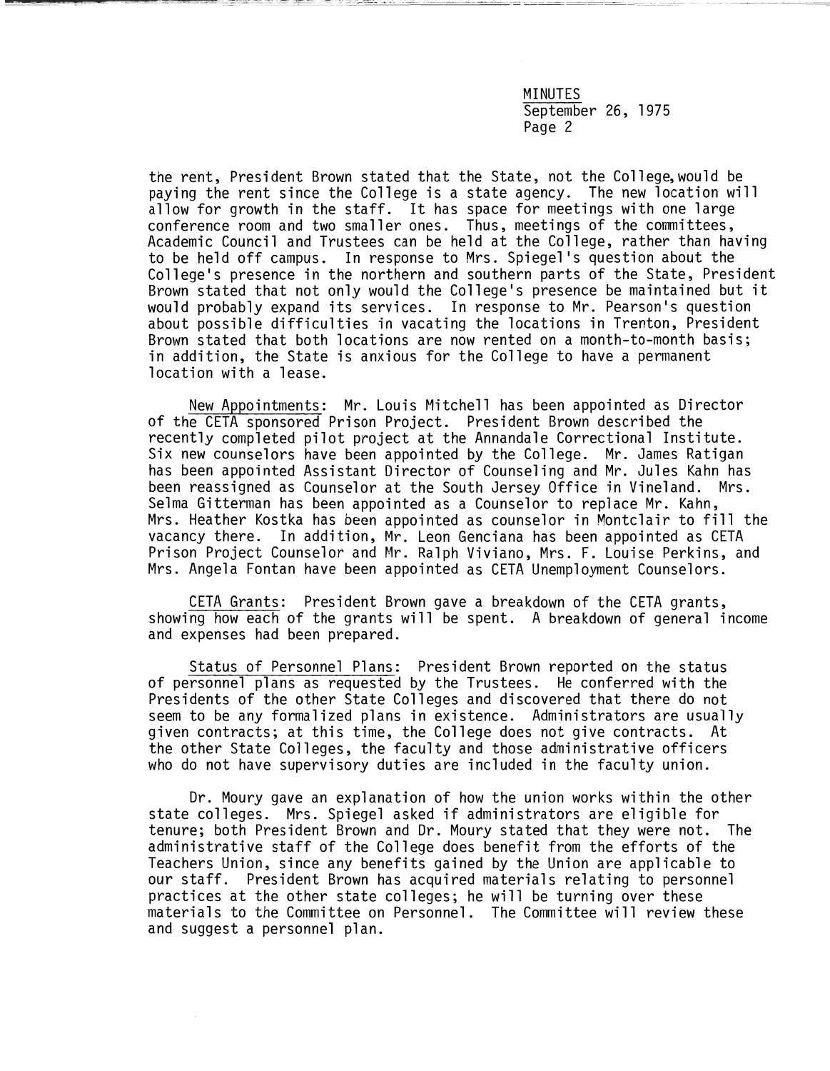the rent, President Brown stated that the State, not the College, would be paying the rent since the College is a state agency. The new location will allow for growth in the staff. It has space for meetings with one large conference room and two smaller ones. Thus, meetings of the committees, Academic Council and Trustees can be held at the College, rather than having to be held off campus. In response to Mrs. Spiegel's question about the College's presence in the northern and southern parts of the State, President Brown stated that not only would the College's presence be maintained but it would probably expand its services. In response to Mr. Pearson's question about possible difficulties in vacating the locations in Trenton, President Brown stated that both locations are now rented on a month-to-month basis; in addition, the State is anxious for the College to have a permanent location with a lease.

New Appointments: Mr. Louis Mitchell has been appointed as Director of the CETA sponsored Prison Project. President Brown described the recently completed pilot project at the Annandale Correctional Institute. Six new counselors have been appointed by the College. Mr. James Ratigan has been appointed Assistant Director of Counseling and Mr. Jules Kahn has been reassigned as Counselor at the South Jersey Office in Vineland. Mrs. Selma Gitterman has been appointed as a Counselor to replace Mr. Kahn, Mrs. Heather Kostka has been appointed as counselor in Montclair to fill the vacancy there. In addition, Mr. Leon Genciana has been appointed as CETA Prison Project Counselor and Mr. Ralph Viviano, Mrs. F. Louise Perkins, and Mrs. Angela Fontan have been appointed as CETA Unemployment Counselors.

CETA Grants: President Brown gave a breakdown of the CETA grants, showing how each of the grants will be spent. A breakdown of general income and expenses had been prepared.

Status of Personnel Plans: President Brown reported on the status of personnel plans as requested by the Trustees. He conferred with the Presidents of the other State Colleges and discovered that there do not seem to be any formalized plans in existence. Administrators are usually given contracts; at this time, the College does not give contracts. At the other State Colleges, the faculty and those administrative officers who do not have supervisory duties are included in the faculty union.

Dr. Moury gave an explanation of how the union works within the other state colleges. Mrs. Spiegel asked if administrators are eligible for tenure; both President Brown and Dr. Moury stated that they were not. The administrative staff of the College does benefit from the efforts of the Teachers Union, since any benefits gained by the Union are applicable to our staff. President Brown has acquired materials relating to personnel practices at the other state colleges; he will be turning over these materials to the Committee on Personnel. The Committee will review these and suggest a personnel plan.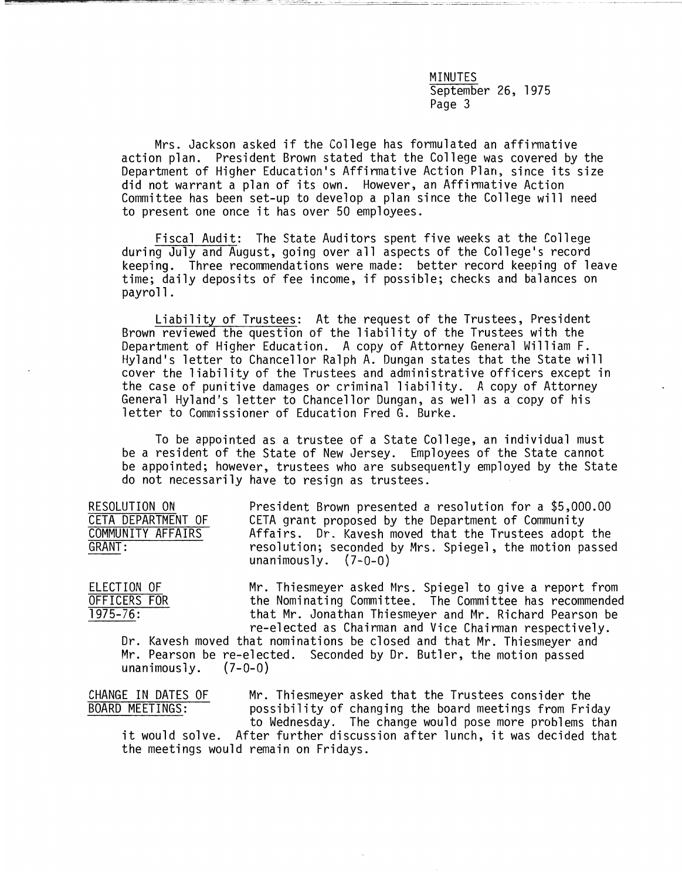Mrs. Jackson asked if the College has formulated an affirmative action plan. President Brown stated that the College was covered by the Department of Higher Education's Affirmative Action Plan, since its size did not warrant a plan of its own. However, an Affirmative Action Committee has been set-up to develop a plan since the College will need to present one once it has over 50 employees.

Fiscal Audit: The State Auditors spent five weeks at the College during July and August, going over all aspects of the College's record keeping. Three recommendations were made: better record keeping of leave time; daily deposits of fee income, if possible; checks and balances on payroll.

Liability of Trustees: At the request of the Trustees, President Brown reviewed the question of the liability of the Trustees with the Department of Higher Education. A copy of Attorney General William F. Hyland's letter to Chancellor Ralph A. Dungan states that the State will cover the liability of the Trustees and administrative officers except in the case of punitive damages or criminal liability. A copy of Attorney General Hyland's letter to Chancellor Dungan, as well as a copy of his letter to Commissioner of Education Fred G. Burke.

To be appointed as a trustee of a State College, an individual must be a resident of the State of New Jersey. Employees of the State cannot be appointed; however, trustees who are subsequently employed by the State do not necessarily have to resign as trustees.

RESOLUTION ON CETA DEPARTMENT OF COMMUNITY AFFAIRS GRANT: President Brown presented a resolution for a $5,000.00 CETA grant proposed by the Department of Community Affairs. Dr. Kavesh moved that the Trustees adopt the resolution; seconded by Mrs. Spiegel, the motion passed unanimously. (7-0-0)

ELECTION OF OFFICERS FOR 1975-76: Mr. Thiesmeyer asked Mrs. Spiegel to give a report from the Nominating Committee. The Committee has recommended that Mr. Jonathan Thiesmeyer and Mr. Richard Pearson be re-elected as Chairman and Vice Chairman respectively. Dr. Kavesh moved that nominations be closed and that Mr. Thiesmeyer and Mr. Pearson be re-elected. Seconded by Dr. Butler, the motion passed unanimously. (7-0-0)

CHANGE IN DATES OF BOARD MEETINGS: Mr. Thiesmeyer asked that the Trustees consider the possibility of changing the board meetings from Friday to Wednesday. The change would pose more problems than it would solve. After further discussion after lunch, it was decided that the meetings would remain on Fridays.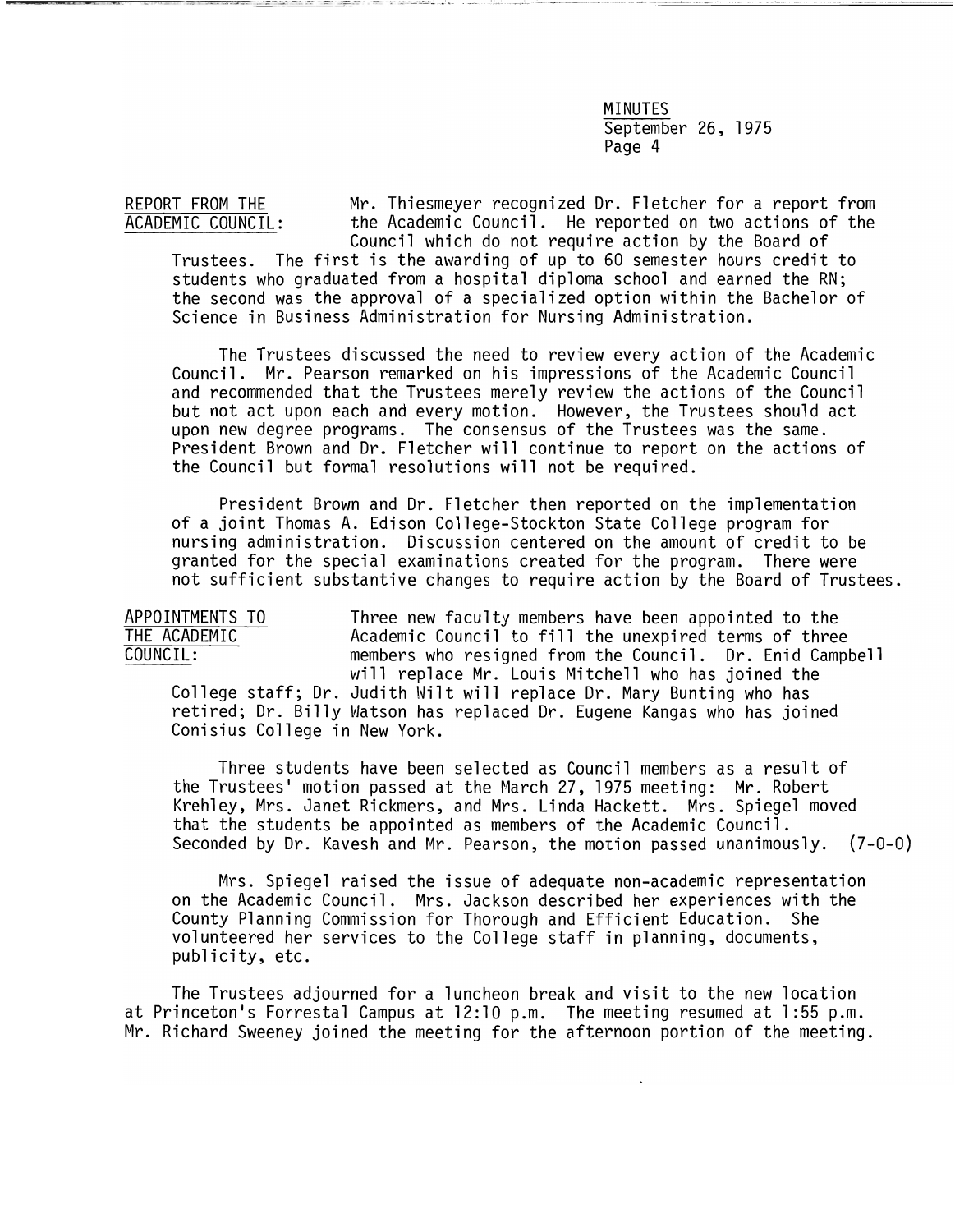**REPORT FROM THE ACADEMIC COUNCIL:** Mr. Thiesmeyer recognized Dr. Fletcher for a report from the Academic Council. He reported on two actions of the Council which do not require action by the Board of Trustees. The first is the awarding of up to 60 semester hours credit to students who graduated from a hospital diploma school and earned the RN; the second was the approval of a specialized option within the Bachelor of Science in Business Administration for Nursing Administration.

The Trustees discussed the need to review every action of the Academic Council. Mr. Pearson remarked on his impressions of the Academic Council and recommended that the Trustees merely review the actions of the Council but not act upon each and every motion. However, the Trustees should act upon new degree programs. The consensus of the Trustees was the same. President Brown and Dr. Fletcher will continue to report on the actions of the Council but formal resolutions will not be required.

President Brown and Dr. Fletcher then reported on the implementation of a joint Thomas A. Edison College-Stockton State College program for nursing administration. Discussion centered on the amount of credit to be granted for the special examinations created for the program. There were not sufficient substantive changes to require action by the Board of Trustees.

**APPOINTMENTS TO THE ACADEMIC COUNCIL:** Three new faculty members have been appointed to the Academic Council to fill the unexpired terms of three members who resigned from the Council. Dr. Enid Campbell will replace Mr. Louis Mitchell who has joined the College staff; Dr. Judith Wilt will replace Dr. Mary Bunting who has retired; Dr. Billy Watson has replaced Dr. Eugene Kangas who has joined Conisius College in New York.

Three students have been selected as Council members as a result of the Trustees' motion passed at the March 27, 1975 meeting: Mr. Robert Krehley, Mrs. Janet Rickmers, and Mrs. Linda Hackett. Mrs. Spiegel moved that the students be appointed as members of the Academic Council. Seconded by Dr. Kavesh and Mr. Pearson, the motion passed unanimously. (7-0-0)

Mrs. Spiegel raised the issue of adequate non-academic representation on the Academic Council. Mrs. Jackson described her experiences with the County Planning Commission for Thorough and Efficient Education. She volunteered her services to the College staff in planning, documents, publicity, etc.

The Trustees adjourned for a luncheon break and visit to the new location at Princeton's Forrestal Campus at 12:10 p.m. The meeting resumed at 1:55 p.m. Mr. Richard Sweeney joined the meeting for the afternoon portion of the meeting.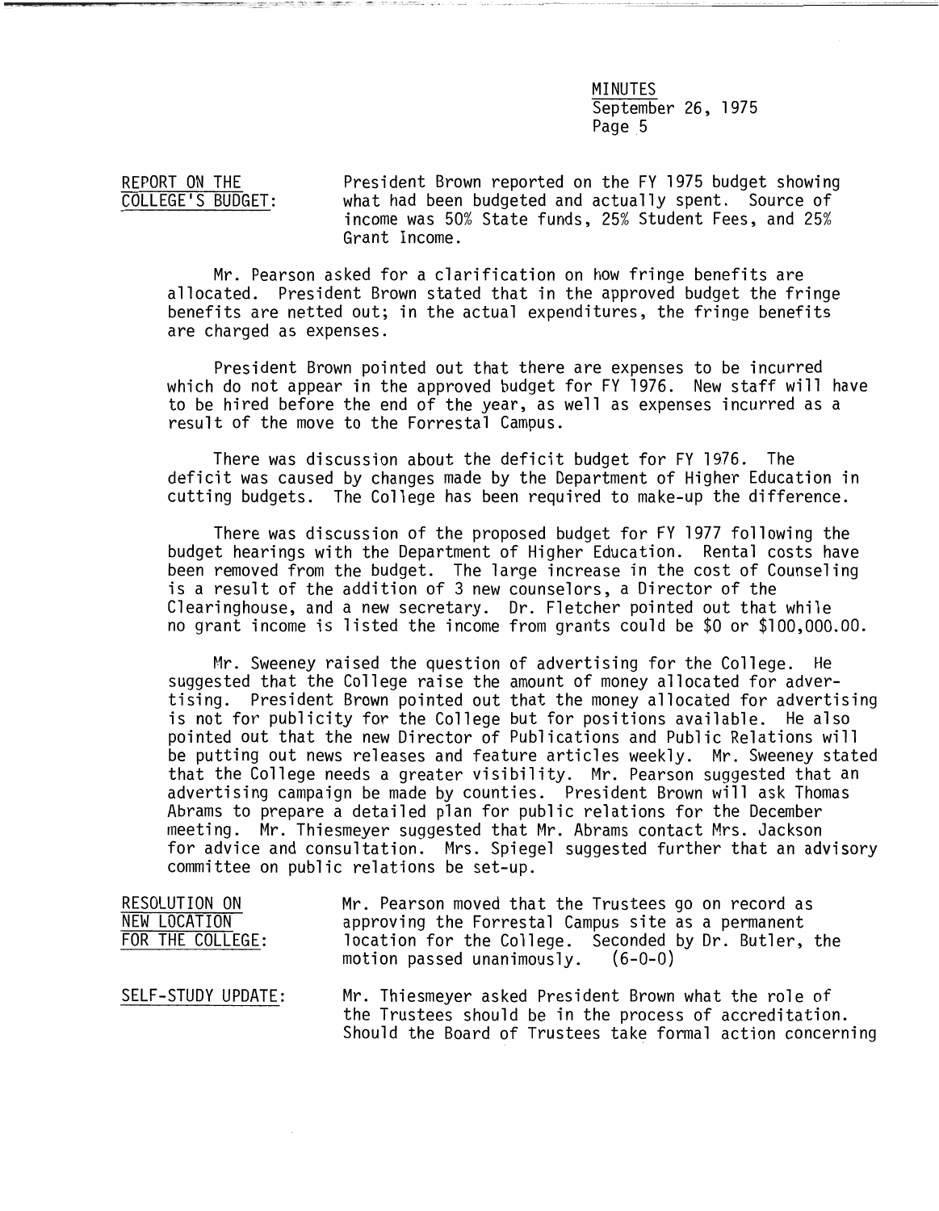REPORT ON THE COLLEGE'S BUDGET: President Brown reported on the FY 1975 budget showing what had been budgeted and actually spent. Source of income was 50% State funds, 25% Student Fees, and 25% Grant Income.

Mr. Pearson asked for a clarification on how fringe benefits are allocated. President Brown stated that in the approved budget the fringe benefits are netted out; in the actual expenditures, the fringe benefits are charged as expenses.

President Brown pointed out that there are expenses to be incurred which do not appear in the approved budget for FY 1976. New staff will have to be hired before the end of the year, as well as expenses incurred as a result of the move to the Forrestal Campus.

There was discussion about the deficit budget for FY 1976. The deficit was caused by changes made by the Department of Higher Education in cutting budgets. The College has been required to make-up the difference.

There was discussion of the proposed budget for FY 1977 following the budget hearings with the Department of Higher Education. Rental costs have been removed from the budget. The large increase in the cost of Counseling is a result of the addition of 3 new counselors, a Director of the Clearinghouse, and a new secretary. Dr. Fletcher pointed out that while no grant income is listed the income from grants could be $0 or $100,000.00.

Mr. Sweeney raised the question of advertising for the College. He suggested that the College raise the amount of money allocated for advertising. President Brown pointed out that the money allocated for advertising is not for publicity for the College but for positions available. He also pointed out that the new Director of Publications and Public Relations will be putting out news releases and feature articles weekly. Mr. Sweeney stated that the College needs a greater visibility. Mr. Pearson suggested that an advertising campaign be made by counties. President Brown will ask Thomas Abrams to prepare a detailed plan for public relations for the December meeting. Mr. Thiesmeyer suggested that Mr. Abrams contact Mrs. Jackson for advice and consultation. Mrs. Spiegel suggested further that an advisory committee on public relations be set-up.

RESOLUTION ON NEW LOCATION FOR THE COLLEGE: Mr. Pearson moved that the Trustees go on record as approving the Forrestal Campus site as a permanent location for the College. Seconded by Dr. Butler, the motion passed unanimously. (6-0-0)

SELF-STUDY UPDATE: Mr. Thiesmeyer asked President Brown what the role of the Trustees should be in the process of accreditation. Should the Board of Trustees take formal action concerning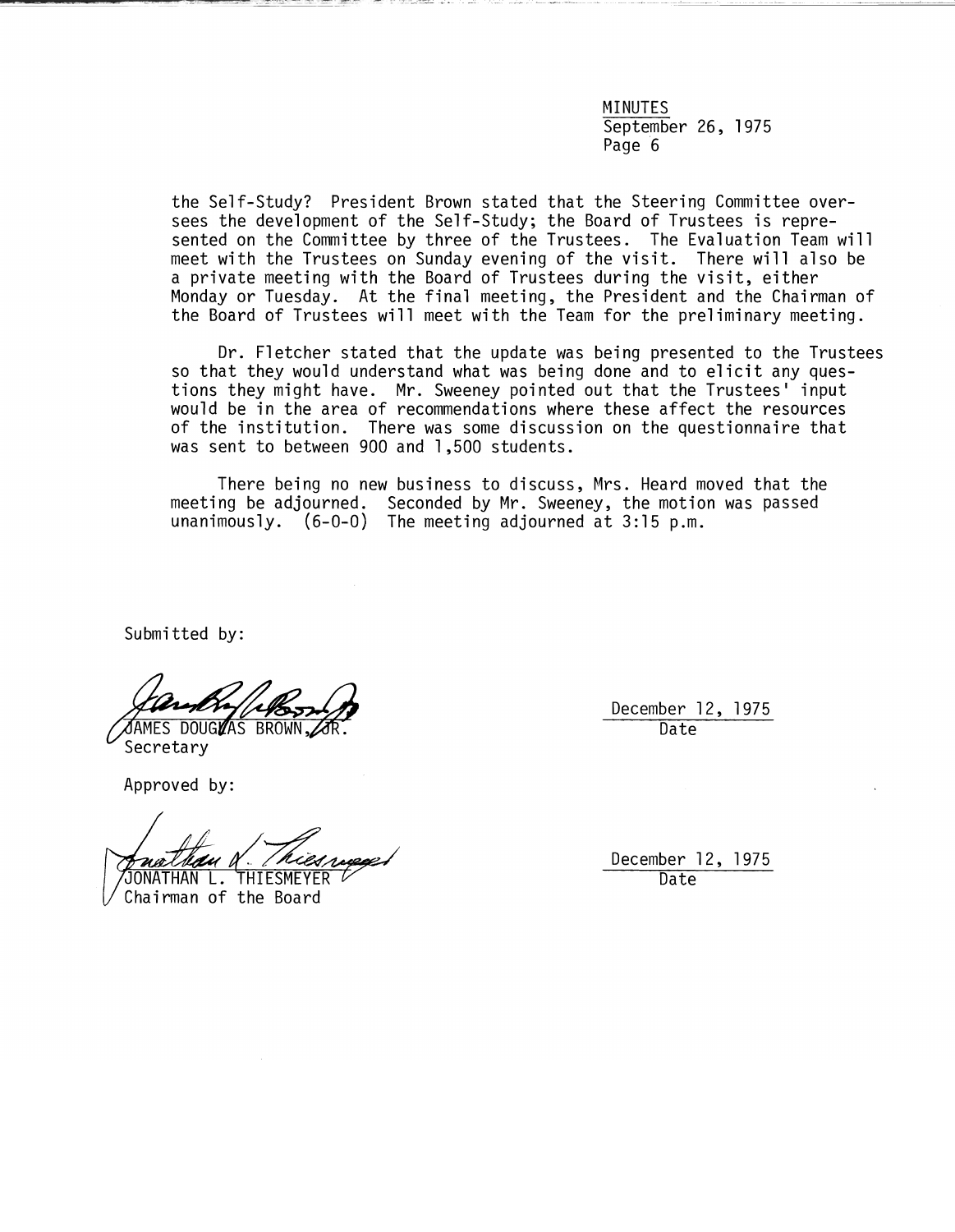the Self-Study? President Brown stated that the Steering Committee oversees the development of the Self-Study; the Board of Trustees is represented on the Committee by three of the Trustees. The Evaluation Team will meet with the Trustees on Sunday evening of the visit. There will also be a private meeting with the Board of Trustees during the visit, either Monday or Tuesday. At the final meeting, the President and the Chairman of the Board of Trustees will meet with the Team for the preliminary meeting.

Dr. Fletcher stated that the update was being presented to the Trustees so that they would understand what was being done and to elicit any questions they might have. Mr. Sweeney pointed out that the Trustees' input would be in the area of recommendations where these affect the resources of the institution. There was some discussion on the questionnaire that was sent to between 900 and 1,500 students.

There being no new business to discuss, Mrs. Heard moved that the meeting be adjourned. Seconded by Mr. Sweeney, the motion was passed unanimously. (6-0-0) The meeting adjourned at 3:15 p.m.

Submitted by:

JAMES DOUGLAS BROWN, JR.
Secretary

December 12, 1975
Date

Approved by:

JONATHAN L. THIESMEYER
Chairman of the Board

December 12, 1975
Date